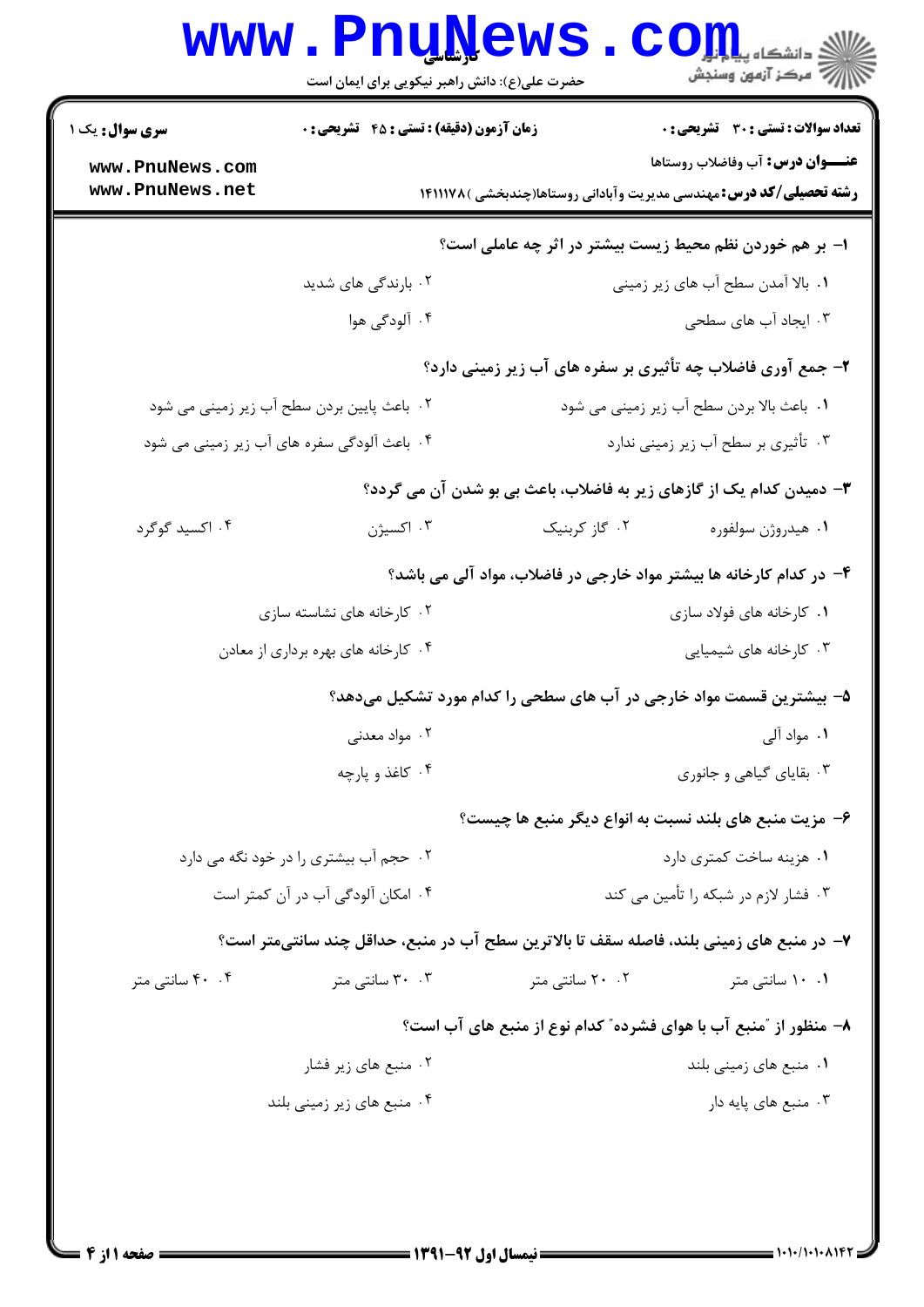**سری سوال:** یک ۱

**زمان آزمون (دقیقه) : تستی : ۴۵ تشریحی : ۰**

**تعداد سوالات : تستی : ۳۰ تشریحی : ۰**

**عنـــوان درس:** آب وفاضلاب روستاها

**رشته تحصیلی/کد درس:** مهندسی مدیریت وآبادانی روستاها(چندبخشی ) ۱۴۱۱۱۷۸

۱- بر هم خوردن نظم محیط زیست بیشتر در اثر چه عاملی است؟

۱. بالا آمدن سطح آب های زیر زمینی
۲. بارندگی های شدید
۳. ایجاد آب های سطحی
۴. آلودگی هوا

۲- جمع آوری فاضلاب چه تأثیری بر سفره های آب زیر زمینی دارد؟

۱. باعث بالا بردن سطح آب زیر زمینی می شود
۲. باعث پایین بردن سطح آب زیر زمینی می شود
۳. تأثیری بر سطح آب زیر زمینی ندارد
۴. باعث آلودگی سفره های آب زیر زمینی می شود

۳- دمیدن کدام یک از گازهای زیر به فاضلاب، باعث بی بو شدن آن می گردد؟

۱. هیدروژن سولفوره
۲. گاز کربنیک
۳. اکسیژن
۴. اکسید گوگرد

۴- در کدام کارخانه ها بیشتر مواد خارجی در فاضلاب، مواد آلی می باشد؟

۱. کارخانه های فولاد سازی
۲. کارخانه های نشاسته سازی
۳. کارخانه های شیمیایی
۴. کارخانه های بهره برداری از معادن

۵- بیشترین قسمت مواد خارجی در آب های سطحی را کدام مورد تشکیل می‌دهد؟

۱. مواد آلی
۲. مواد معدنی
۳. بقایای گیاهی و جانوری
۴. کاغذ و پارچه

۶- مزیت منبع های بلند نسبت به انواع دیگر منبع ها چیست؟

۱. هزینه ساخت کمتری دارد
۲. حجم آب بیشتری را در خود نگه می دارد
۳. فشار لازم در شبکه را تأمین می کند
۴. امکان آلودگی آب در آن کمتر است

۷- در منبع های زمینی بلند، فاصله سقف تا بالاترین سطح آب در منبع، حداقل چند سانتی‌متر است؟

۱. ۱۰ سانتی متر
۲. ۲۰ سانتی متر
۳. ۳۰ سانتی متر
۴. ۴۰ سانتی متر

۸- منظور از "منبع آب با هوای فشرده" کدام نوع از منبع های آب است؟

۱. منبع های زمینی بلند
۲. منبع های زیر فشار
۳. منبع های پایه دار
۴. منبع های زیر زمینی بلند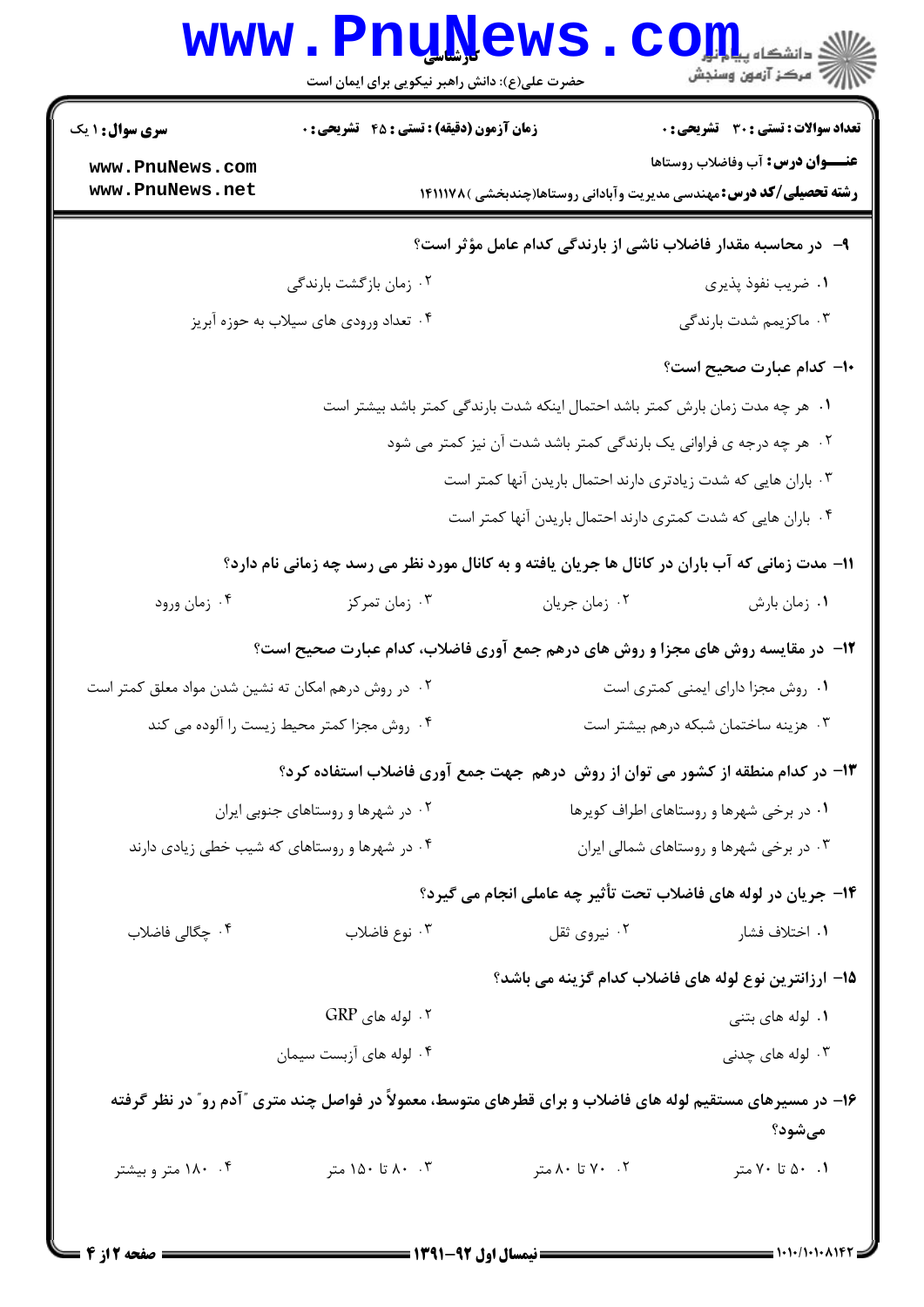**سری سوال:** ۱ یک | **زمان آزمون (دقیقه):** تستی: ۴۵ تشریحی: ۰ | **تعداد سوالات:** تستی: ۳۰ تشریحی: ۰

**عنـــوان درس:** آب وفاضلاب روستاها

**رشته تحصیلی/کد درس:** مهندسی مدیریت وآبادانی روستاها(چندبخشی )۱۴۱۱۱۷۸

**۹- در محاسبه مقدار فاضلاب ناشی از بارندگی کدام عامل مؤثر است؟**

۱. ضریب نفوذ پذیری
۲. زمان بازگشت بارندگی
۳. ماکزیمم شدت بارندگی
۴. تعداد ورودی های سیلاب به حوزه آبریز

**۱۰- کدام عبارت صحیح است؟**

۱. هر چه مدت زمان بارش کمتر باشد احتمال اینکه شدت بارندگی کمتر باشد بیشتر است
۲. هر چه درجه ی فراوانی یک بارندگی کمتر باشد شدت آن نیز کمتر می شود
۳. باران هایی که شدت زیادتری دارند احتمال باریدن آنها کمتر است
۴. باران هایی که شدت کمتری دارند احتمال باریدن آنها کمتر است

**۱۱- مدت زمانی که آب باران در کانال ها جریان یافته و به کانال مورد نظر می رسد چه زمانی نام دارد؟**

۱. زمان بارش
۲. زمان جریان
۳. زمان تمرکز
۴. زمان ورود

**۱۲- در مقایسه روش های مجزا و روش های درهم جمع آوری فاضلاب، کدام عبارت صحیح است؟**

۱. روش مجزا دارای ایمنی کمتری است
۲. در روش درهم امکان ته نشین شدن مواد معلق کمتر است
۳. هزینه ساختمان شبکه درهم بیشتر است
۴. روش مجزا کمتر محیط زیست را آلوده می کند

**۱۳- در کدام منطقه از کشور می توان از روش درهم جهت جمع آوری فاضلاب استفاده کرد؟**

۱. در برخی شهرها و روستاهای اطراف کویرها
۲. در شهرها و روستاهای جنوبی ایران
۳. در برخی شهرها و روستاهای شمالی ایران
۴. در شهرها و روستاهای که شیب خطی زیادی دارند

**۱۴- جریان در لوله های فاضلاب تحت تأثیر چه عاملی انجام می گیرد؟**

۱. اختلاف فشار
۲. نیروی ثقل
۳. نوع فاضلاب
۴. چگالی فاضلاب

**۱۵- ارزانترین نوع لوله های فاضلاب کدام گزینه می باشد؟**

۱. لوله های بتنی
۲. لوله های GRP
۳. لوله های چدنی
۴. لوله های آزبست سیمان

**۱۶- در مسیرهای مستقیم لوله های فاضلاب و برای قطرهای متوسط، معمولاً در فواصل چند متری "آدم رو" در نظر گرفته می‌شود؟**

۱. ۵۰ تا ۷۰ متر
۲. ۷۰ تا ۸۰ متر
۳. ۸۰ تا ۱۵۰ متر
۴. ۱۸۰ متر و بیشتر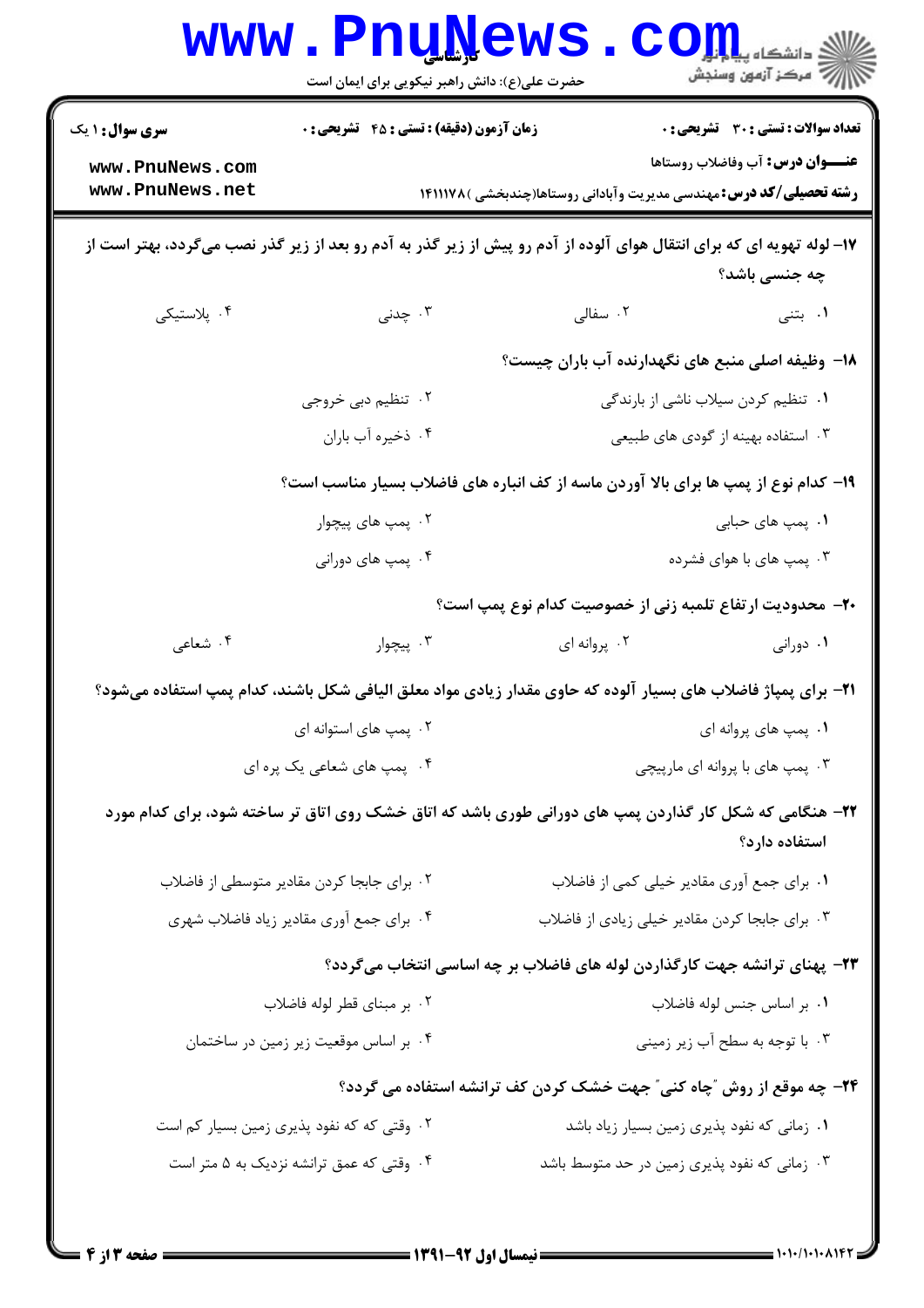۱۷– لوله تهویه ای که برای انتقال هوای آلوده از آدم رو پیش از زیر گذر به آدم رو بعد از زیر گذر نصب می‌گردد، بهتر است از چه جنسی باشد؟

۱. بتنی
۲. سفالی
۳. چدنی
۴. پلاستیکی

۱۸– وظیفه اصلی منبع های نگهدارنده آب باران چیست؟

۱. تنظیم کردن سیلاب ناشی از بارندگی
۲. تنظیم دبی خروجی
۳. استفاده بهینه از گودی های طبیعی
۴. ذخیره آب باران

۱۹– کدام نوع از پمپ ها برای بالا آوردن ماسه از کف انباره های فاضلاب بسیار مناسب است؟

۱. پمپ های حبابی
۲. پمپ های پیچوار
۳. پمپ های با هوای فشرده
۴. پمپ های دورانی

۲۰– محدودیت ارتفاع تلمبه زنی از خصوصیت کدام نوع پمپ است؟

۱. دورانی
۲. پروانه ای
۳. پیچوار
۴. شعاعی

۲۱– برای پمپاژ فاضلاب های بسیار آلوده که حاوی مقدار زیادی مواد معلق الیافی شکل باشند، کدام پمپ استفاده می‌شود؟

۱. پمپ های پروانه ای
۲. پمپ های استوانه ای
۳. پمپ های با پروانه ای مارپیچی
۴. پمپ های شعاعی یک پره ای

۲۲– هنگامی که شکل کار گذاردن پمپ های دورانی طوری باشد که اتاق خشک روی اتاق تر ساخته شود، برای کدام مورد استفاده دارد؟

۱. برای جمع آوری مقادیر خیلی کمی از فاضلاب
۲. برای جابجا کردن مقادیر متوسطی از فاضلاب
۳. برای جابجا کردن مقادیر خیلی زیادی از فاضلاب
۴. برای جمع آوری مقادیر زیاد فاضلاب شهری

۲۳– پهنای ترانشه جهت کارگذاردن لوله های فاضلاب بر چه اساسی انتخاب می‌گردد؟

۱. بر اساس جنس لوله فاضلاب
۲. بر مبنای قطر لوله فاضلاب
۳. با توجه به سطح آب زیر زمینی
۴. بر اساس موقعیت زیر زمین در ساختمان

۲۴– چه موقع از روش "چاه کنی" جهت خشک کردن کف ترانشه استفاده می گردد؟

۱. زمانی که نفوذ پذیری زمین بسیار زیاد باشد
۲. وقتی که که نفوذ پذیری زمین بسیار کم است
۳. زمانی که نفوذ پذیری زمین در حد متوسط باشد
۴. وقتی که عمق ترانشه نزدیک به ۵ متر است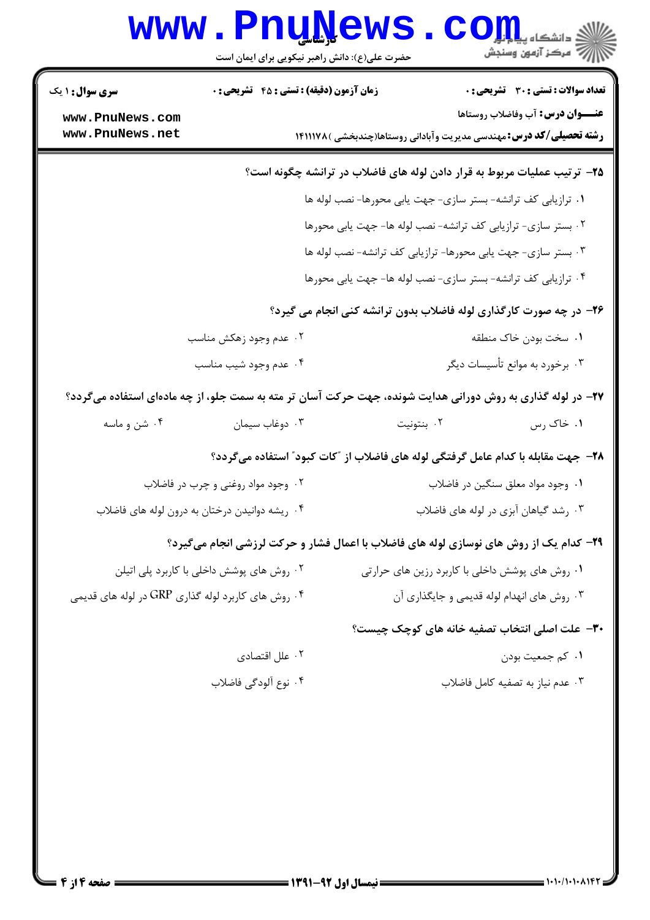**سری سوال:** ۱ یک

**زمان آزمون (دقیقه) : تستی : ۴۵ تشریحی : ۰**

**تعداد سوالات : تستی : ۳۰ تشریحی : ۰**

**عنـــوان درس:** آب وفاضلاب روستاها

**رشته تحصیلی/کد درس:** مهندسی مدیریت وآبادانی روستاها(چندبخشی ) ۱۴۱۱۱۷۸

**۲۵- ترتیب عملیات مربوط به قرار دادن لوله های فاضلاب در ترانشه چگونه است؟**

۱. ترازیابی کف ترانشه- بستر سازی- جهت یابی محورها- نصب لوله ها

۲. بستر سازی- ترازیابی کف ترانشه- نصب لوله ها- جهت یابی محورها

۳. بستر سازی- جهت یابی محورها- ترازیابی کف ترانشه- نصب لوله ها

۴. ترازیابی کف ترانشه- بستر سازی- نصب لوله ها- جهت یابی محورها

**۲۶- در چه صورت کارگذاری لوله فاضلاب بدون ترانشه کنی انجام می گیرد؟**

۱. سخت بودن خاک منطقه

۲. عدم وجود زهکش مناسب

۳. برخورد به موانع تأسیسات دیگر

۴. عدم وجود شیب مناسب

**۲۷- در لوله گذاری به روش دورانی هدایت شونده، جهت حرکت آسان تر مته به سمت جلو، از چه ماده‌ای استفاده می‌گردد؟**

۱. خاک رس

۲. بنتونیت

۳. دوغاب سیمان

۴. شن و ماسه

**۲۸- جهت مقابله با کدام عامل گرفتگی لوله های فاضلاب از "کات کبود" استفاده می‌گردد؟**

۱. وجود مواد معلق سنگین در فاضلاب

۲. وجود مواد روغنی و چرب در فاضلاب

۳. رشد گیاهان آبزی در لوله های فاضلاب

۴. ریشه دوانیدن درختان به درون لوله های فاضلاب

**۲۹- کدام یک از روش های نوسازی لوله های فاضلاب با اعمال فشار و حرکت لرزشی انجام می‌گیرد؟**

۱. روش های پوشش داخلی با کاربرد رزین های حرارتی

۲. روش های پوشش داخلی با کاربرد پلی اتیلن

۳. روش های انهدام لوله قدیمی و جایگذاری آن

۴. روش های کاربرد لوله گذاری GRP در لوله های قدیمی

**۳۰- علت اصلی انتخاب تصفیه خانه های کوچک چیست؟**

۱. کم جمعیت بودن

۲. علل اقتصادی

۳. عدم نیاز به تصفیه کامل فاضلاب

۴. نوع آلودگی فاضلاب